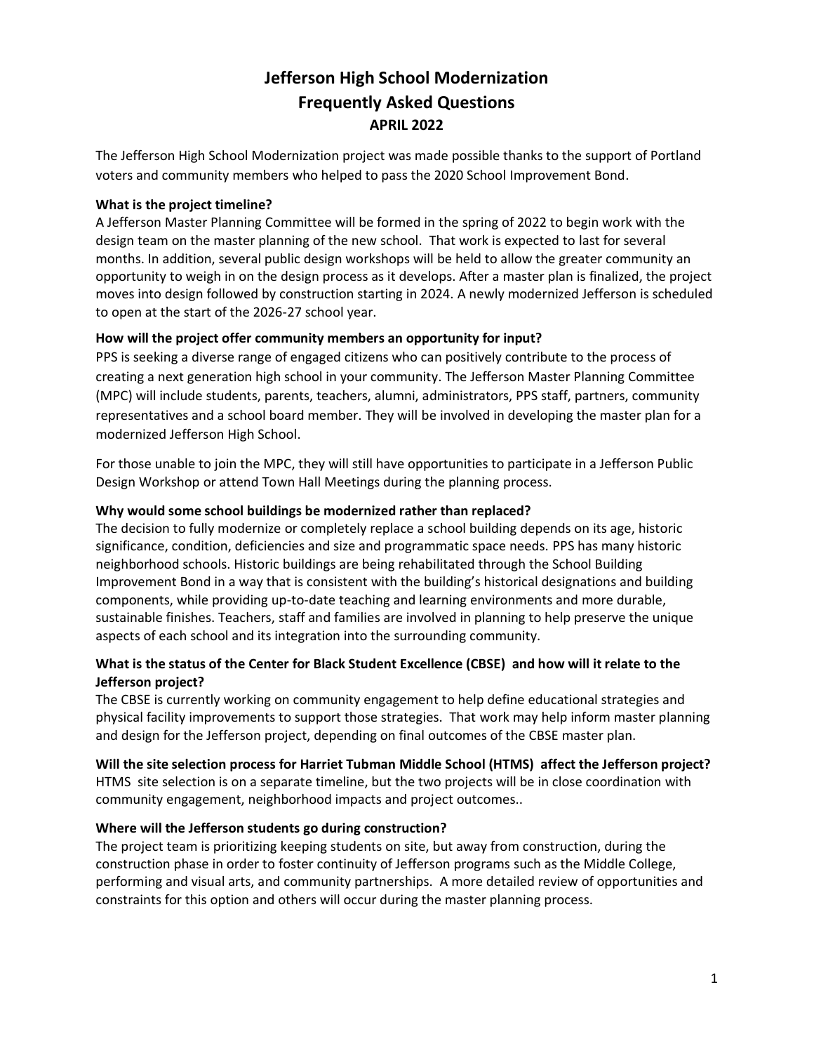# Jefferson High School Modernization
# Frequently Asked Questions
## APRIL 2022

The Jefferson High School Modernization project was made possible thanks to the support of Portland voters and community members who helped to pass the 2020 School Improvement Bond.

**What is the project timeline?**

A Jefferson Master Planning Committee will be formed in the spring of 2022 to begin work with the design team on the master planning of the new school. That work is expected to last for several months. In addition, several public design workshops will be held to allow the greater community an opportunity to weigh in on the design process as it develops. After a master plan is finalized, the project moves into design followed by construction starting in 2024. A newly modernized Jefferson is scheduled to open at the start of the 2026-27 school year.

**How will the project offer community members an opportunity for input?**

PPS is seeking a diverse range of engaged citizens who can positively contribute to the process of creating a next generation high school in your community. The Jefferson Master Planning Committee (MPC) will include students, parents, teachers, alumni, administrators, PPS staff, partners, community representatives and a school board member. They will be involved in developing the master plan for a modernized Jefferson High School.

For those unable to join the MPC, they will still have opportunities to participate in a Jefferson Public Design Workshop or attend Town Hall Meetings during the planning process.

**Why would some school buildings be modernized rather than replaced?**

The decision to fully modernize or completely replace a school building depends on its age, historic significance, condition, deficiencies and size and programmatic space needs. PPS has many historic neighborhood schools. Historic buildings are being rehabilitated through the School Building Improvement Bond in a way that is consistent with the building's historical designations and building components, while providing up-to-date teaching and learning environments and more durable, sustainable finishes. Teachers, staff and families are involved in planning to help preserve the unique aspects of each school and its integration into the surrounding community.

**What is the status of the Center for Black Student Excellence (CBSE) and how will it relate to the Jefferson project?**

The CBSE is currently working on community engagement to help define educational strategies and physical facility improvements to support those strategies. That work may help inform master planning and design for the Jefferson project, depending on final outcomes of the CBSE master plan.

**Will the site selection process for Harriet Tubman Middle School (HTMS) affect the Jefferson project?**

HTMS site selection is on a separate timeline, but the two projects will be in close coordination with community engagement, neighborhood impacts and project outcomes..

**Where will the Jefferson students go during construction?**

The project team is prioritizing keeping students on site, but away from construction, during the construction phase in order to foster continuity of Jefferson programs such as the Middle College, performing and visual arts, and community partnerships. A more detailed review of opportunities and constraints for this option and others will occur during the master planning process.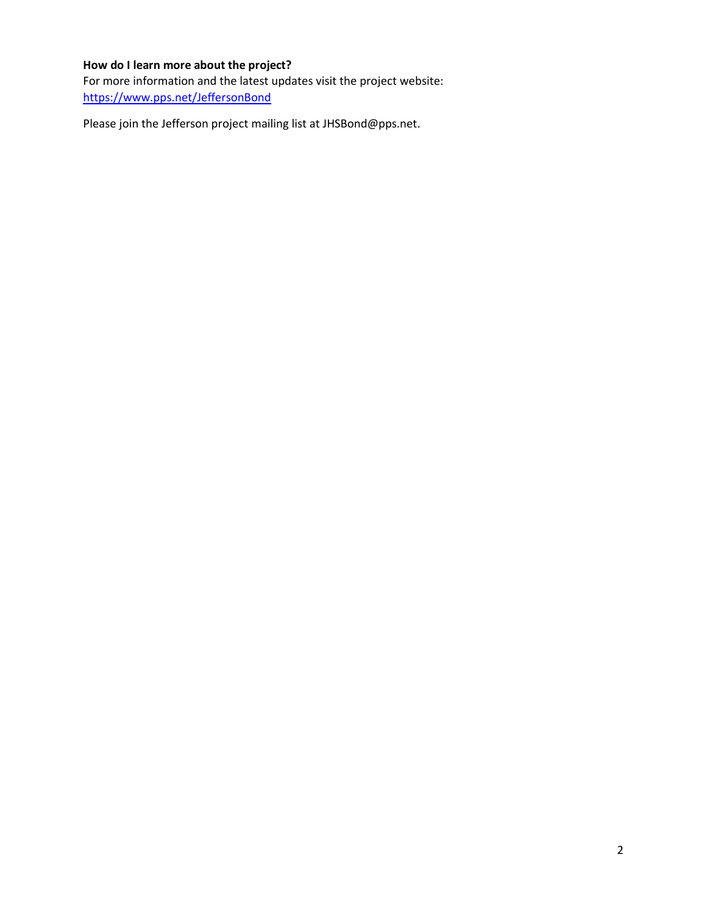**How do I learn more about the project?**

For more information and the latest updates visit the project website: [https://www.pps.net/JeffersonBond](https://www.pps.net/JeffersonBond)

Please join the Jefferson project mailing list at JHSBond@pps.net.